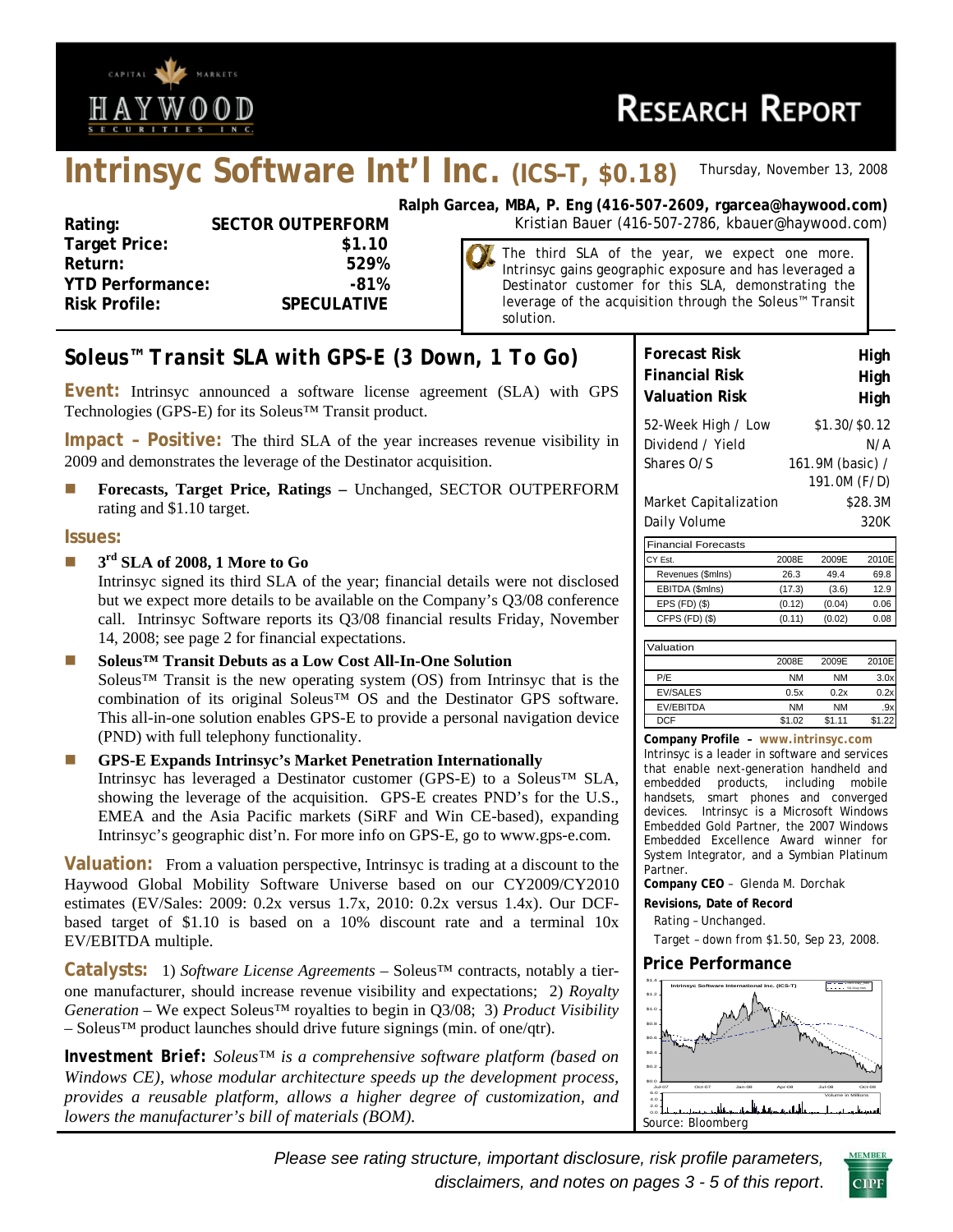# Intrinsyc Software Int'l Inc. (ICS–T, $0.18)

Thursday, November 13, 2008

**Ralph Garcea, MBA, P. Eng (416-507-2609, rgarcea@haywood.com)**
Kristian Bauer (416-507-2786, kbauer@haywood.com)

| | |
|---|---|
| **Rating:** | **SECTOR OUTPERFORM** |
| **Target Price:** | **$1.10** |
| **Return:** | **529%** |
| **YTD Performance:** | **-81%** |
| **Risk Profile:** | **SPECULATIVE** |

The third SLA of the year, we expect one more. Intrinsyc gains geographic exposure and has leveraged a Destinator customer for this SLA, demonstrating the leverage of the acquisition through the Soleus™ Transit solution.

## Soleus™ Transit SLA with GPS-E (3 Down, 1 To Go)

**Event:** Intrinsyc announced a software license agreement (SLA) with GPS Technologies (GPS-E) for its Soleus™ Transit product.

**Impact – Positive:** The third SLA of the year increases revenue visibility in 2009 and demonstrates the leverage of the Destinator acquisition.

- **Forecasts, Target Price, Ratings –** Unchanged, SECTOR OUTPERFORM rating and $1.10 target.

### Issues:

- **3rd SLA of 2008, 1 More to Go**
  Intrinsyc signed its third SLA of the year; financial details were not disclosed but we expect more details to be available on the Company's Q3/08 conference call. Intrinsyc Software reports its Q3/08 financial results Friday, November 14, 2008; see page 2 for financial expectations.
- **Soleus™ Transit Debuts as a Low Cost All-In-One Solution**
  Soleus™ Transit is the new operating system (OS) from Intrinsyc that is the combination of its original Soleus™ OS and the Destinator GPS software. This all-in-one solution enables GPS-E to provide a personal navigation device (PND) with full telephony functionality.
- **GPS-E Expands Intrinsyc's Market Penetration Internationally**
  Intrinsyc has leveraged a Destinator customer (GPS-E) to a Soleus™ SLA, showing the leverage of the acquisition. GPS-E creates PND's for the U.S., EMEA and the Asia Pacific markets (SiRF and Win CE-based), expanding Intrinsyc's geographic dist'n. For more info on GPS-E, go to www.gps-e.com.

**Valuation:** From a valuation perspective, Intrinsyc is trading at a discount to the Haywood Global Mobility Software Universe based on our CY2009/CY2010 estimates (EV/Sales: 2009: 0.2x versus 1.7x, 2010: 0.2x versus 1.4x). Our DCF-based target of $1.10 is based on a 10% discount rate and a terminal 10x EV/EBITDA multiple.

**Catalysts:** 1) *Software License Agreements* – Soleus™ contracts, notably a tier-one manufacturer, should increase revenue visibility and expectations; 2) *Royalty Generation* – We expect Soleus™ royalties to begin in Q3/08; 3) *Product Visibility* – Soleus™ product launches should drive future signings (min. of one/qtr).

**Investment Brief:** *Soleus™ is a comprehensive software platform (based on Windows CE), whose modular architecture speeds up the development process, provides a reusable platform, allows a higher degree of customization, and lowers the manufacturer's bill of materials (BOM).*

| | |
|---|---|
| **Forecast Risk** | **High** |
| **Financial Risk** | **High** |
| **Valuation Risk** | **High** |

| | |
|---|---|
| 52-Week High / Low | $1.30/ $0.12 |
| Dividend / Yield | N/A |
| Shares O/S | 161.9M (basic) / 191.0M (F/D) |
| Market Capitalization | $28.3M |
| Daily Volume | 320K |

**Financial Forecasts**

| CY Est. | 2008E | 2009E | 2010E |
|---|---|---|---|
| Revenues ($mlns) | 26.3 | 49.4 | 69.8 |
| EBITDA ($mlns) | (17.3) | (3.6) | 12.9 |
| EPS (FD) ($) | (0.12) | (0.04) | 0.06 |
| CFPS (FD) ($) | (0.11) | (0.02) | 0.08 |

**Valuation**

| | 2008E | 2009E | 2010E |
|---|---|---|---|
| P/E | NM | NM | 3.0x |
| EV/SALES | 0.5x | 0.2x | 0.2x |
| EV/EBITDA | NM | NM | .9x |
| DCF | $1.02 | $1.11 | $1.22 |

**Company Profile – www.intrinsyc.com**
Intrinsyc is a leader in software and services that enable next-generation handheld and embedded products, including mobile handsets, smart phones and converged devices. Intrinsyc is a Microsoft Windows Embedded Gold Partner, the 2007 Windows Embedded Excellence Award winner for System Integrator, and a Symbian Platinum Partner.

**Company CEO** – Glenda M. Dorchak

**Revisions, Date of Record**
Rating – Unchanged.
Target – down from $1.50, Sep 23, 2008.

### Price Performance

Source: Bloomberg

*Please see rating structure, important disclosure, risk profile parameters, disclaimers, and notes on pages 3 - 5 of this report.*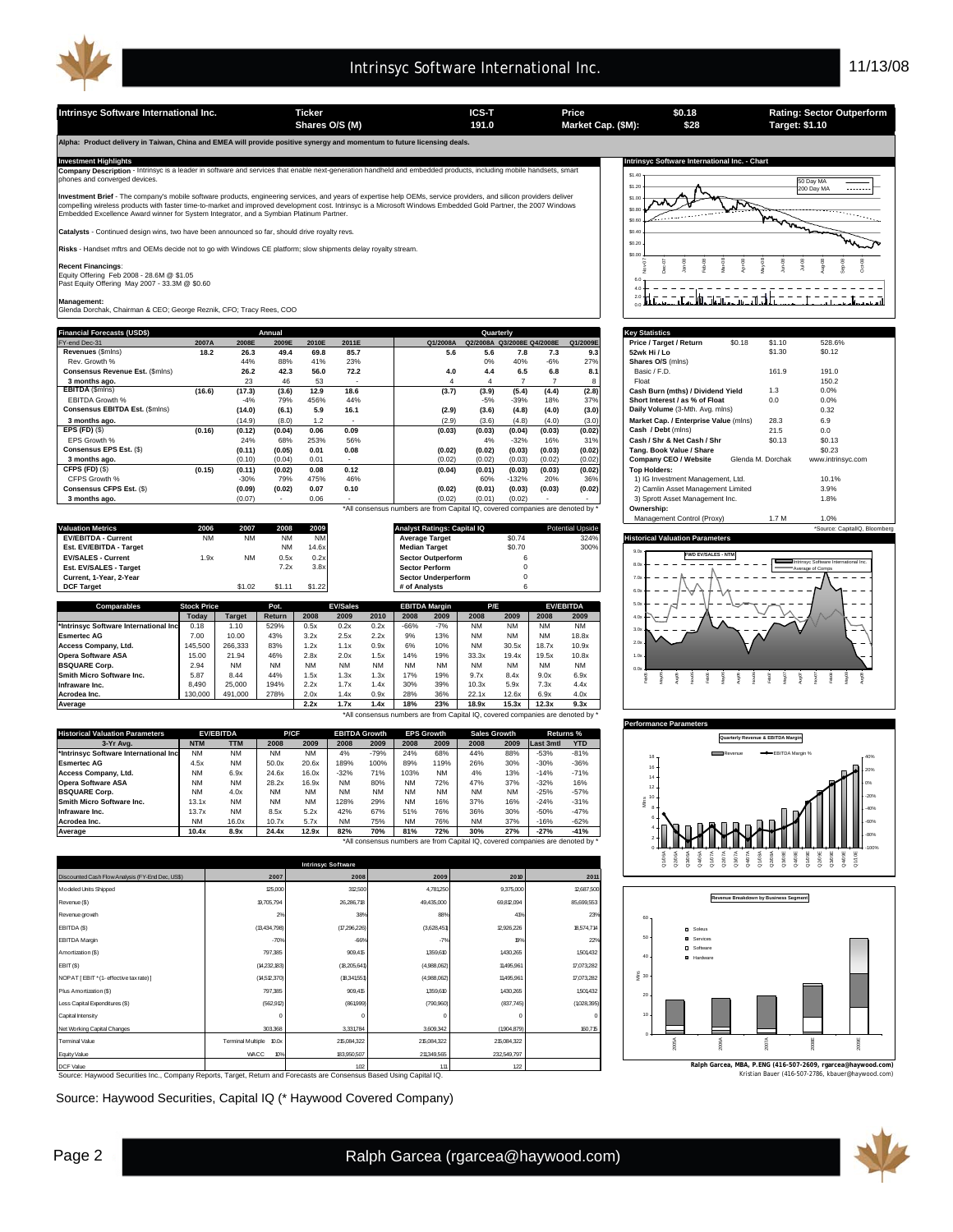# Intrinsyc Software International Inc.

11/13/08

| Intrinsyc Software International Inc. | Ticker | ICS-T | Price | $0.18 | Rating: Sector Outperform |
|---|---|---|---|---|---|
| | Shares O/S (M) | 191.0 | Market Cap. ($M): | $28 | Target: $1.10 |

**Alpha: Product delivery in Taiwan, China and EMEA will provide positive synergy and momentum to future licensing deals.**

## Investment Highlights

**Company Description** - Intrinsyc Software International Inc. is a leader in software and services that enable next-generation handheld and embedded products, including mobile handsets, smart phones and converged devices.

**Investment Brief** - The company's mobile software products, engineering services, and years of expertise help OEMs, service providers, and silicon providers deliver compelling wireless products with faster time-to-market and improved development cost. Intrinsyc is a Microsoft Windows Embedded Gold Partner, the 2007 Windows Embedded Excellence Award winner for System Integrator, and a Symbian Platinum Partner.

**Catalysts** - Continued design wins, two have been announced so far, should drive royalty revs.

**Risks** - Handset mftrs and OEMs decide not to go with Windows CE platform; slow shipments delay royalty stream.

**Recent Financings**:
Equity Offering Feb 2008 - 28.6M @ $1.05
Past Equity Offering May 2007 - 33.3M @ $0.60

**Management**:
Glenda Dorchak, Chairman & CEO; George Reznik, CFO; Tracy Rees, COO

## Financial Forecasts (USD$)

| FY-end Dec-31 | 2007A | 2008E | 2009E | 2010E | 2011E | Q1/2008A | Q2/2008A | Q3/2008E | Q4/2008E | Q1/2009E |
|---|---|---|---|---|---|---|---|---|---|---|
| **Revenues** ($mlns) | 18.2 | 26.3 | 49.4 | 69.8 | 85.7 | 5.6 | 5.6 | 7.8 | 7.3 | 9.3 |
| Rev. Growth % | | 44% | 88% | 41% | 23% | | 0% | 40% | -6% | 27% |
| **Consensus Revenue Est.** ($mlns) | | 26.2 | 42.3 | 56.0 | 72.2 | 4.0 | 4.4 | 6.5 | 6.8 | 8.1 |
| **3 months ago.** | | 23 | 46 | 53 | - | 4 | 4 | 7 | 7 | 8 |
| **EBITDA** ($mlns) | (16.6) | (17.3) | (3.6) | 12.9 | 18.6 | (3.7) | (3.9) | (5.4) | (4.4) | (2.8) |
| EBITDA Growth % | | -4% | 79% | 456% | 44% | | -5% | -39% | 18% | 37% |
| **Consensus EBITDA Est.** ($mlns) | | (14.0) | (6.1) | 5.9 | 16.1 | (2.9) | (3.6) | (4.8) | (4.0) | (3.0) |
| **3 months ago.** | | (14.9) | (8.0) | 1.2 | - | (2.9) | (3.6) | (4.8) | (4.0) | (3.0) |
| **EPS (FD)** ($) | (0.16) | (0.12) | (0.04) | 0.06 | 0.09 | (0.03) | (0.03) | (0.04) | (0.03) | (0.02) |
| EPS Growth % | | 24% | 68% | 253% | 56% | | 4% | -32% | 16% | 31% |
| **Consensus EPS Est.** ($) | | (0.11) | (0.05) | 0.01 | 0.08 | (0.02) | (0.02) | (0.03) | (0.03) | (0.02) |
| **3 months ago.** | | (0.10) | (0.04) | 0.01 | - | (0.02) | (0.02) | (0.03) | (0.02) | (0.02) |
| **CFPS (FD)** ($) | (0.15) | (0.11) | (0.02) | 0.08 | 0.12 | (0.04) | (0.01) | (0.03) | (0.03) | (0.02) |
| CFPS Growth % | | -30% | 79% | 475% | 46% | | 60% | -132% | 20% | 36% |
| **Consensus CFPS Est.** ($) | | (0.09) | (0.02) | 0.07 | 0.10 | (0.02) | (0.01) | (0.03) | (0.03) | (0.02) |
| **3 months ago.** | | (0.07) | - | 0.06 | - | (0.02) | (0.01) | (0.02) | - | - |

*All consensus numbers are from Capital IQ, covered companies are denoted by *

## Key Statistics

| | | | |
|---|---|---|---|
| **Price / Target / Return** | $0.18 | $1.10 | 528.6% |
| **52wk Hi / Lo** | | $1.30 | $0.12 |
| **Shares O/S** (mlns) | | | |
| Basic / F.D. | | 161.9 | 191.0 |
| Float | | | 150.2 |
| **Cash Burn (mths) / Dividend Yield** | | 1.3 | 0.0% |
| **Short Interest / as % of Float** | | 0.0 | 0.0% |
| **Daily Volume** (3-Mth. Avg. mlns) | | | 0.32 |
| **Market Cap. / Enterprise Value** (mlns) | | 28.3 | 6.9 |
| **Cash / Debt** (mlns) | | 21.5 | 0.0 |
| **Cash / Shr & Net Cash / Shr** | | $0.13 | $0.13 |
| **Tang. Book Value / Share** | | | $0.23 |
| **Company CEO / Website** | Glenda M. Dorchak | | www.intrinsyc.com |
| **Top Holders:** | | | |
| 1) IG Investment Management, Ltd. | | | 10.1% |
| 2) Camlin Asset Management Limited | | | 3.9% |
| 3) Sprott Asset Management Inc. | | | 1.8% |
| **Ownership:** | | | |
| Management Control (Proxy) | | 1.7 M | 1.0% |

*Source: CapitalIQ, Bloomberg

## Valuation Metrics

| Valuation Metrics | 2006 | 2007 | 2008 | 2009 |
|---|---|---|---|---|
| **EV/EBITDA - Current** | NM | NM | NM | NM |
| **Est. EV/EBITDA - Target** | | | NM | 14.6x |
| **EV/SALES - Current** | 1.9x | NM | 0.5x | 0.2x |
| **Est. EV/SALES - Target** | | | 7.2x | 3.8x |
| **Current, 1-Year, 2-Year** | | | | |
| **DCF Target** | | $1.02 | $1.11 | $1.22 |

| Analyst Ratings: Capital IQ | | Potential Upside |
|---|---|---|
| **Average Target** | $0.74 | 324% |
| **Median Target** | $0.70 | 300% |
| **Sector Outperform** | 6 | |
| **Sector Perform** | 0 | |
| **Sector Underperform** | 0 | |
| **# of Analysts** | 6 | |

## Comparables

| Comparables | Stock Price Today | Target | Pot. Return | EV/Sales 2008 | EV/Sales 2009 | EV/Sales 2010 | EBITDA Margin 2008 | EBITDA Margin 2009 | P/E 2008 | P/E 2009 | EV/EBITDA 2008 | EV/EBITDA 2009 |
|---|---|---|---|---|---|---|---|---|---|---|---|---|
| *Intrinsyc Software International Inc | 0.18 | 1.10 | 529% | 0.5x | 0.2x | 0.2x | -66% | -7% | NM | NM | NM | NM |
| Esmertec AG | 7.00 | 10.00 | 43% | 3.2x | 2.5x | 2.2x | 9% | 13% | NM | NM | NM | 18.8x |
| Access Company, Ltd. | 145,500 | 266,333 | 83% | 1.2x | 1.1x | 0.9x | 6% | 10% | NM | 30.5x | 18.7x | 10.9x |
| Opera Software ASA | 15.00 | 21.94 | 46% | 2.8x | 2.0x | 1.5x | 14% | 19% | 33.3x | 19.4x | 19.5x | 10.8x |
| BSQUARE Corp. | 2.94 | NM | NM | NM | NM | NM | NM | NM | NM | NM | NM | NM |
| Smith Micro Software Inc. | 5.87 | 8.44 | 44% | 1.5x | 1.3x | 1.3x | 17% | 19% | 9.7x | 8.4x | 9.0x | 6.9x |
| Infraware Inc. | 8,490 | 25,000 | 194% | 2.2x | 1.7x | 1.4x | 30% | 39% | 10.3x | 5.9x | 7.3x | 4.4x |
| Acrodea Inc. | 130,000 | 491,000 | 278% | 2.0x | 1.4x | 0.9x | 28% | 36% | 22.1x | 12.6x | 6.9x | 4.0x |
| **Average** | | | | **2.2x** | **1.7x** | **1.4x** | **18%** | **23%** | **18.9x** | **15.3x** | **12.3x** | **9.3x** |

*All consensus numbers are from Capital IQ, covered companies are denoted by *

## Historical Valuation Parameters

| Historical Valuation Parameters 3-Yr Avg. | EV/EBITDA NTM | EV/EBITDA TTM | P/CF 2008 | P/CF 2009 | EBITDA Growth 2008 | EBITDA Growth 2009 | EPS Growth 2008 | EPS Growth 2009 | Sales Growth 2008 | Sales Growth 2009 | Returns % Last 3mtl | Returns % YTD |
|---|---|---|---|---|---|---|---|---|---|---|---|---|
| *Intrinsyc Software International Inc | NM | NM | NM | NM | 4% | -79% | 24% | 68% | 44% | 88% | -53% | -81% |
| Esmertec AG | 4.5x | NM | 50.0x | 20.6x | 189% | 100% | 89% | 119% | 26% | 30% | -30% | -36% |
| Access Company, Ltd. | NM | 6.9x | 24.6x | 16.0x | -32% | 71% | 103% | NM | 4% | 13% | -14% | -71% |
| Opera Software ASA | NM | NM | 28.2x | 16.9x | NM | 80% | NM | 72% | 47% | 37% | -32% | 16% |
| BSQUARE Corp. | NM | 4.0x | NM | NM | NM | NM | NM | NM | NM | NM | -25% | -57% |
| Smith Micro Software Inc. | 13.1x | NM | NM | NM | 128% | 29% | NM | 16% | 37% | 16% | -24% | -31% |
| Infraware Inc. | 13.7x | NM | 8.5x | 5.2x | 42% | 67% | 51% | 76% | 36% | 30% | -50% | -47% |
| Acrodea Inc. | NM | 16.0x | 10.7x | 5.7x | NM | 75% | NM | 76% | NM | 37% | -16% | -62% |
| **Average** | **10.4x** | **8.9x** | **24.4x** | **12.9x** | **82%** | **70%** | **81%** | **72%** | **30%** | **27%** | **-27%** | **-41%** |

*All consensus numbers are from Capital IQ, covered companies are denoted by *

## Intrinsyc Software

| Discounted Cash Flow Analysis (FY-End Dec, US$) | 2007 | 2008 | 2009 | 2010 | 2011 |
|---|---|---|---|---|---|
| Modeled Units Shipped | 125,000 | 312,500 | 4,781,250 | 9,375,000 | 12,687,500 |
| Revenue ($) | 18,705,794 | 26,286,718 | 49,435,000 | 69,812,094 | 85,699,553 |
| Revenue growth | 2% | 38% | 88% | 41% | 23% |
| EBITDA ($) | (13,434,798) | (17,296,226) | (3,628,451) | 12,926,226 | 18,574,714 |
| EBITDA Margin | -70% | -66% | -7% | 19% | 22% |
| Amortization ($) | 797,385 | 909,415 | 1,359,610 | 1,430,265 | 1,501,432 |
| EBIT ($) | (14,232,183) | (18,205,641) | (4,988,062) | 11,495,961 | 17,073,282 |
| NOPAT [ EBIT * (1- effective tax rate) ] | (14,512,370) | (18,341,551) | (4,988,062) | 11,495,961 | 17,073,282 |
| Plus Amortization ($) | 797,385 | 909,415 | 1,359,610 | 1,430,265 | 1,501,432 |
| Less Capital Expenditures ($) | (562,912) | (861,999) | (790,960) | (837,745) | (1,028,395) |
| Capital Intensity | 0 | 0 | 0 | 0 | 0 |
| Net Working Capital Changes | 303,368 | 3,331,784 | 3,609,342 | (1,904,879) | 160,715 |
| Terminal Value | Terminal Multiple 10.0x | 215,084,322 | 215,084,322 | 215,084,322 | |
| Equity Value | WACC 10% | 183,950,507 | 211,349,565 | 232,549,797 | |
| DCF Value | | 102 | 111 | 122 | |

Source: Haywood Securities Inc., Company Reports, Target, Return and Forecasts are Consensus Based Using Capital IQ.

Ralph Garcea, MBA, P.ENG (416-507-2609, rgarcea@haywood.com)
Kristian Bauer (416-507-2786, kbauer@haywood.com)

Source: Haywood Securities, Capital IQ (* Haywood Covered Company)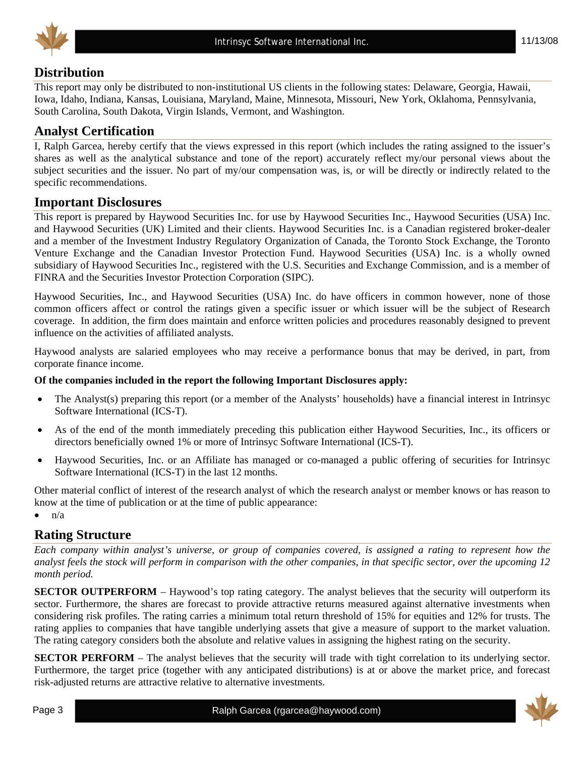## Distribution

This report may only be distributed to non-institutional US clients in the following states: Delaware, Georgia, Hawaii, Iowa, Idaho, Indiana, Kansas, Louisiana, Maryland, Maine, Minnesota, Missouri, New York, Oklahoma, Pennsylvania, South Carolina, South Dakota, Virgin Islands, Vermont, and Washington.

## Analyst Certification

I, Ralph Garcea, hereby certify that the views expressed in this report (which includes the rating assigned to the issuer's shares as well as the analytical substance and tone of the report) accurately reflect my/our personal views about the subject securities and the issuer. No part of my/our compensation was, is, or will be directly or indirectly related to the specific recommendations.

## Important Disclosures

This report is prepared by Haywood Securities Inc. for use by Haywood Securities Inc., Haywood Securities (USA) Inc. and Haywood Securities (UK) Limited and their clients. Haywood Securities Inc. is a Canadian registered broker-dealer and a member of the Investment Industry Regulatory Organization of Canada, the Toronto Stock Exchange, the Toronto Venture Exchange and the Canadian Investor Protection Fund. Haywood Securities (USA) Inc. is a wholly owned subsidiary of Haywood Securities Inc., registered with the U.S. Securities and Exchange Commission, and is a member of FINRA and the Securities Investor Protection Corporation (SIPC).

Haywood Securities, Inc., and Haywood Securities (USA) Inc. do have officers in common however, none of those common officers affect or control the ratings given a specific issuer or which issuer will be the subject of Research coverage. In addition, the firm does maintain and enforce written policies and procedures reasonably designed to prevent influence on the activities of affiliated analysts.

Haywood analysts are salaried employees who may receive a performance bonus that may be derived, in part, from corporate finance income.

**Of the companies included in the report the following Important Disclosures apply:**

- The Analyst(s) preparing this report (or a member of the Analysts' households) have a financial interest in Intrinsyc Software International (ICS-T).
- As of the end of the month immediately preceding this publication either Haywood Securities, Inc., its officers or directors beneficially owned 1% or more of Intrinsyc Software International (ICS-T).
- Haywood Securities, Inc. or an Affiliate has managed or co-managed a public offering of securities for Intrinsyc Software International (ICS-T) in the last 12 months.

Other material conflict of interest of the research analyst of which the research analyst or member knows or has reason to know at the time of publication or at the time of public appearance:

- n/a

## Rating Structure

*Each company within analyst's universe, or group of companies covered, is assigned a rating to represent how the analyst feels the stock will perform in comparison with the other companies, in that specific sector, over the upcoming 12 month period.*

**SECTOR OUTPERFORM** – Haywood's top rating category. The analyst believes that the security will outperform its sector. Furthermore, the shares are forecast to provide attractive returns measured against alternative investments when considering risk profiles. The rating carries a minimum total return threshold of 15% for equities and 12% for trusts. The rating applies to companies that have tangible underlying assets that give a measure of support to the market valuation. The rating category considers both the absolute and relative values in assigning the highest rating on the security.

**SECTOR PERFORM** – The analyst believes that the security will trade with tight correlation to its underlying sector. Furthermore, the target price (together with any anticipated distributions) is at or above the market price, and forecast risk-adjusted returns are attractive relative to alternative investments.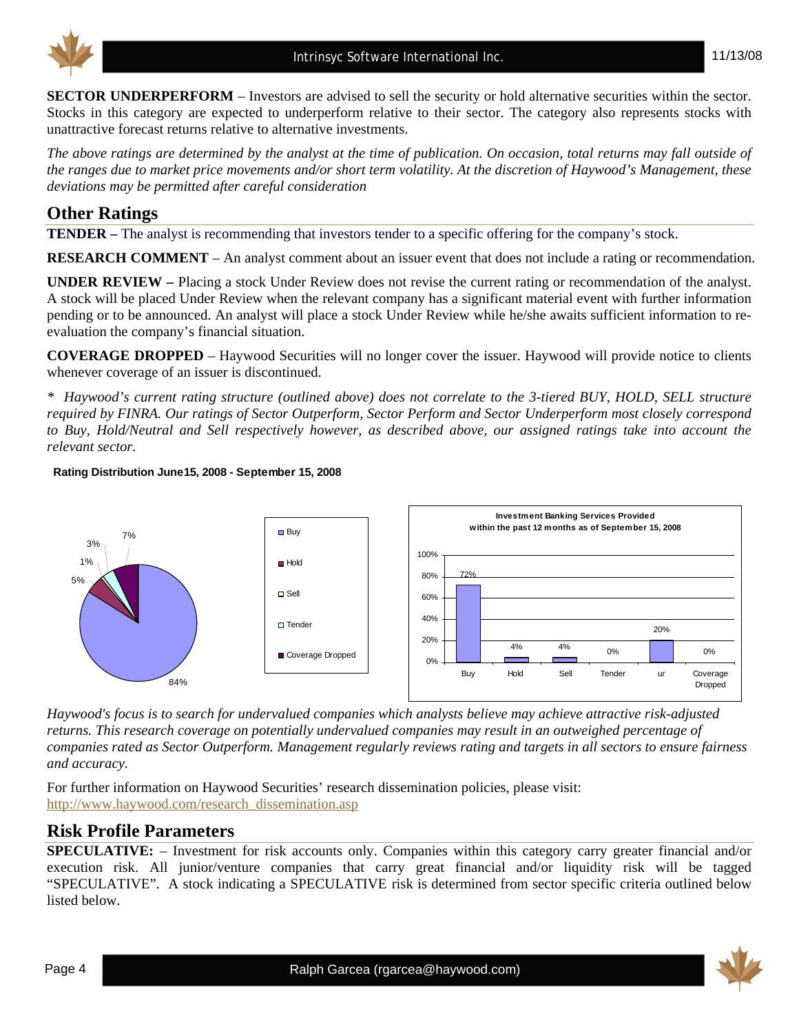**SECTOR UNDERPERFORM** – Investors are advised to sell the security or hold alternative securities within the sector. Stocks in this category are expected to underperform relative to their sector. The category also represents stocks with unattractive forecast returns relative to alternative investments.

*The above ratings are determined by the analyst at the time of publication. On occasion, total returns may fall outside of the ranges due to market price movements and/or short term volatility. At the discretion of Haywood's Management, these deviations may be permitted after careful consideration*

## Other Ratings

**TENDER –** The analyst is recommending that investors tender to a specific offering for the company's stock.

**RESEARCH COMMENT** – An analyst comment about an issuer event that does not include a rating or recommendation.

**UNDER REVIEW –** Placing a stock Under Review does not revise the current rating or recommendation of the analyst. A stock will be placed Under Review when the relevant company has a significant material event with further information pending or to be announced. An analyst will place a stock Under Review while he/she awaits sufficient information to re-evaluation the company's financial situation.

**COVERAGE DROPPED** – Haywood Securities will no longer cover the issuer. Haywood will provide notice to clients whenever coverage of an issuer is discontinued.

*\* Haywood's current rating structure (outlined above) does not correlate to the 3-tiered BUY, HOLD, SELL structure required by FINRA. Our ratings of Sector Outperform, Sector Perform and Sector Underperform most closely correspond to Buy, Hold/Neutral and Sell respectively however, as described above, our assigned ratings take into account the relevant sector.*

**Rating Distribution June15, 2008 - September 15, 2008**

| Rating | Distribution |
|---|---|
| Buy | 84% |
| Hold | 5% |
| Sell | 1% |
| Tender | 3% |
| Coverage Dropped | 7% |

**Investment Banking Services Provided within the past 12 months as of September 15, 2008**

| Buy | Hold | Sell | Tender | ur | Coverage Dropped |
|---|---|---|---|---|---|
| 72% | 4% | 4% | 0% | 20% | 0% |

*Haywood's focus is to search for undervalued companies which analysts believe may achieve attractive risk-adjusted returns. This research coverage on potentially undervalued companies may result in an outweighed percentage of companies rated as Sector Outperform. Management regularly reviews rating and targets in all sectors to ensure fairness and accuracy.*

For further information on Haywood Securities' research dissemination policies, please visit:
http://www.haywood.com/research_dissemination.asp

## Risk Profile Parameters

**SPECULATIVE:** – Investment for risk accounts only. Companies within this category carry greater financial and/or execution risk. All junior/venture companies that carry great financial and/or liquidity risk will be tagged "SPECULATIVE". A stock indicating a SPECULATIVE risk is determined from sector specific criteria outlined below listed below.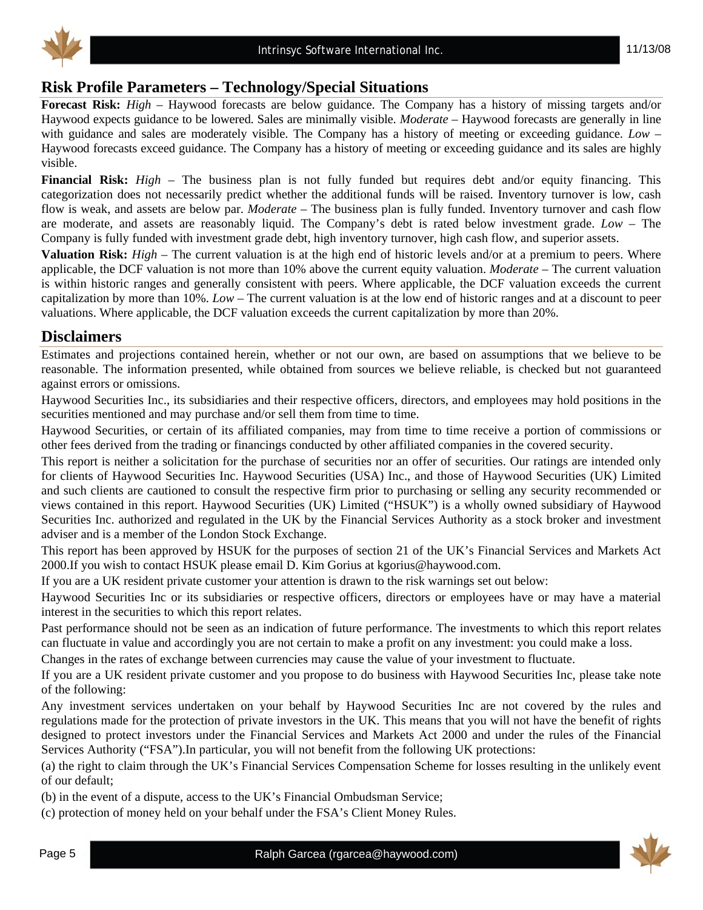## Risk Profile Parameters – Technology/Special Situations

**Forecast Risk:** *High* – Haywood forecasts are below guidance. The Company has a history of missing targets and/or Haywood expects guidance to be lowered. Sales are minimally visible. *Moderate* – Haywood forecasts are generally in line with guidance and sales are moderately visible. The Company has a history of meeting or exceeding guidance. *Low* – Haywood forecasts exceed guidance. The Company has a history of meeting or exceeding guidance and its sales are highly visible.

**Financial Risk:** *High* – The business plan is not fully funded but requires debt and/or equity financing. This categorization does not necessarily predict whether the additional funds will be raised. Inventory turnover is low, cash flow is weak, and assets are below par. *Moderate* – The business plan is fully funded. Inventory turnover and cash flow are moderate, and assets are reasonably liquid. The Company's debt is rated below investment grade. *Low* – The Company is fully funded with investment grade debt, high inventory turnover, high cash flow, and superior assets.

**Valuation Risk:** *High* – The current valuation is at the high end of historic levels and/or at a premium to peers. Where applicable, the DCF valuation is not more than 10% above the current equity valuation. *Moderate* – The current valuation is within historic ranges and generally consistent with peers. Where applicable, the DCF valuation exceeds the current capitalization by more than 10%. *Low* – The current valuation is at the low end of historic ranges and at a discount to peer valuations. Where applicable, the DCF valuation exceeds the current capitalization by more than 20%.

## Disclaimers

Estimates and projections contained herein, whether or not our own, are based on assumptions that we believe to be reasonable. The information presented, while obtained from sources we believe reliable, is checked but not guaranteed against errors or omissions.

Haywood Securities Inc., its subsidiaries and their respective officers, directors, and employees may hold positions in the securities mentioned and may purchase and/or sell them from time to time.

Haywood Securities, or certain of its affiliated companies, may from time to time receive a portion of commissions or other fees derived from the trading or financings conducted by other affiliated companies in the covered security.

This report is neither a solicitation for the purchase of securities nor an offer of securities. Our ratings are intended only for clients of Haywood Securities Inc. Haywood Securities (USA) Inc., and those of Haywood Securities (UK) Limited and such clients are cautioned to consult the respective firm prior to purchasing or selling any security recommended or views contained in this report. Haywood Securities (UK) Limited ("HSUK") is a wholly owned subsidiary of Haywood Securities Inc. authorized and regulated in the UK by the Financial Services Authority as a stock broker and investment adviser and is a member of the London Stock Exchange.

This report has been approved by HSUK for the purposes of section 21 of the UK's Financial Services and Markets Act 2000.If you wish to contact HSUK please email D. Kim Gorius at kgorius@haywood.com.

If you are a UK resident private customer your attention is drawn to the risk warnings set out below:

Haywood Securities Inc or its subsidiaries or respective officers, directors or employees have or may have a material interest in the securities to which this report relates.

Past performance should not be seen as an indication of future performance. The investments to which this report relates can fluctuate in value and accordingly you are not certain to make a profit on any investment: you could make a loss.

Changes in the rates of exchange between currencies may cause the value of your investment to fluctuate.

If you are a UK resident private customer and you propose to do business with Haywood Securities Inc, please take note of the following:

Any investment services undertaken on your behalf by Haywood Securities Inc are not covered by the rules and regulations made for the protection of private investors in the UK. This means that you will not have the benefit of rights designed to protect investors under the Financial Services and Markets Act 2000 and under the rules of the Financial Services Authority ("FSA").In particular, you will not benefit from the following UK protections:

(a) the right to claim through the UK's Financial Services Compensation Scheme for losses resulting in the unlikely event of our default;

(b) in the event of a dispute, access to the UK's Financial Ombudsman Service;

(c) protection of money held on your behalf under the FSA's Client Money Rules.